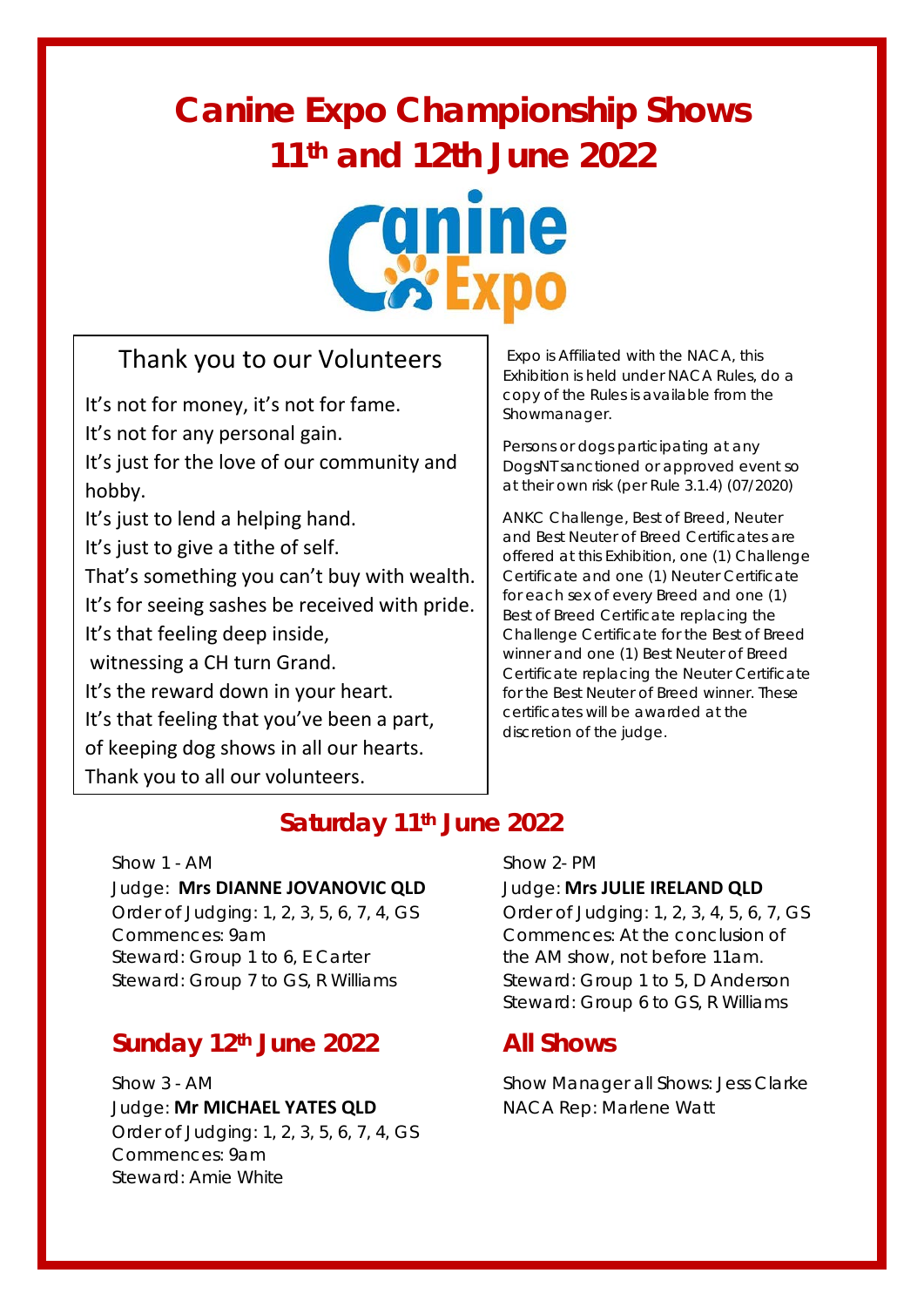# Canine Expo Championship Shows
# 11th and 12th June 2022

Canine Expo

## Thank you to our Volunteers

It's not for money, it's not for fame.
It's not for any personal gain.
It's just for the love of our community and hobby.
It's just to lend a helping hand.
It's just to give a tithe of self.
That's something you can't buy with wealth.
It's for seeing sashes be received with pride.
It's that feeling deep inside,
witnessing a CH turn Grand.
It's the reward down in your heart.
It's that feeling that you've been a part,
of keeping dog shows in all our hearts.
Thank you to all our volunteers.

Expo is Affiliated with the NACA, this Exhibition is held under NACA Rules, do a copy of the Rules is available from the Showmanager.

Persons or dogs participating at any DogsNT sanctioned or approved event so at their own risk (per Rule 3.1.4) (07/2020)

ANKC Challenge, Best of Breed, Neuter and Best Neuter of Breed Certificates are offered at this Exhibition, one (1) Challenge Certificate and one (1) Neuter Certificate for each sex of every Breed and one (1) Best of Breed Certificate replacing the Challenge Certificate for the Best of Breed winner and one (1) Best Neuter of Breed Certificate replacing the Neuter Certificate for the Best Neuter of Breed winner. These certificates will be awarded at the discretion of the judge.

## Saturday 11th June 2022

Show 1 - AM
Judge: **Mrs DIANNE JOVANOVIC QLD**
Order of Judging: 1, 2, 3, 5, 6, 7, 4, GS
Commences: 9am
Steward: Group 1 to 6, E Carter
Steward: Group 7 to GS, R Williams

Show 2- PM
Judge: **Mrs JULIE IRELAND QLD**
Order of Judging: 1, 2, 3, 4, 5, 6, 7, GS
Commences: At the conclusion of the AM show, not before 11am.
Steward: Group 1 to 5, D Anderson
Steward: Group 6 to GS, R Williams

## Sunday 12th June 2022

Show 3 - AM
Judge: **Mr MICHAEL YATES QLD**
Order of Judging: 1, 2, 3, 5, 6, 7, 4, GS
Commences: 9am
Steward: Amie White

## All Shows

Show Manager all Shows: Jess Clarke
NACA Rep: Marlene Watt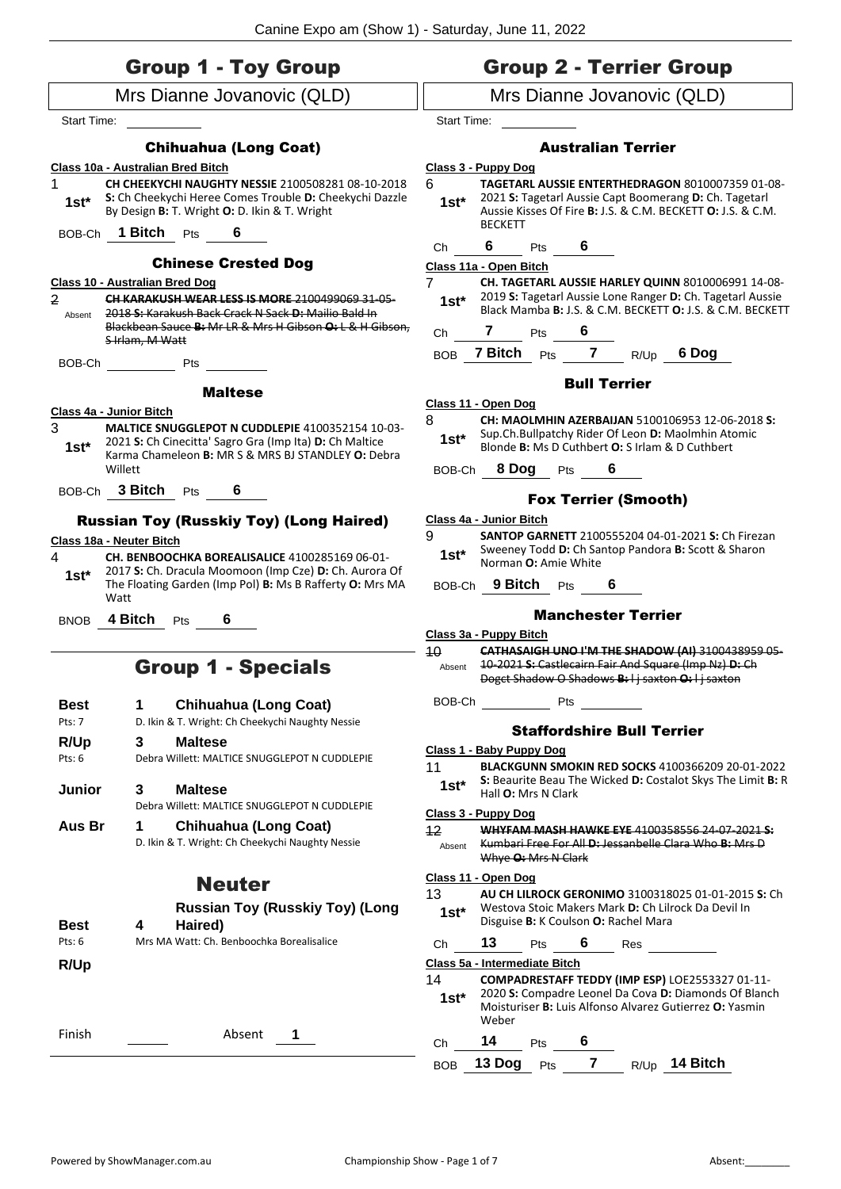# Group 1 - Toy Group

Mrs Dianne Jovanovic (QLD)

Start Time:

### Chihuahua (Long Coat)

**Class 10a - Australian Bred Bitch**

1 **1st*** **CH CHEEKYCHI NAUGHTY NESSIE** 2100508281 08-10-2018 **S:** Ch Cheekychi Heree Comes Trouble **D:** Cheekychi Dazzle By Design **B:** T. Wright **O:** D. Ikin & T. Wright

BOB-Ch **1 Bitch** Pts **6**

### Chinese Crested Dog

**Class 10 - Australian Bred Dog**

2 Absent ~~**CH KARAKUSH WEAR LESS IS MORE** 2100499069 31-05-2018 **S:** Karakush Back Crack N Sack **D:** Mailio Bald In Blackbean Sauce **B:** Mr LR & Mrs H Gibson **O:** L & H Gibson, S Irlam, M Watt~~

BOB-Ch Pts

### Maltese

**Class 4a - Junior Bitch**

3 **1st*** **MALTICE SNUGGLEPOT N CUDDLEPIE** 4100352154 10-03-2021 **S:** Ch Cinecitta' Sagro Gra (Imp Ita) **D:** Ch Maltice Karma Chameleon **B:** MR S & MRS BJ STANDLEY **O:** Debra Willett

BOB-Ch **3 Bitch** Pts **6**

### Russian Toy (Russkiy Toy) (Long Haired)

**Class 18a - Neuter Bitch**

4 **1st*** **CH. BENBOOCHKA BOREALISALICE** 4100285169 06-01-2017 **S:** Ch. Dracula Moomoon (Imp Cze) **D:** Ch. Aurora Of The Floating Garden (Imp Pol) **B:** Ms B Rafferty **O:** Mrs MA Watt

BNOB **4 Bitch** Pts **6**

# Group 1 - Specials

| | | |
|---|---|---|
| **Best** (Pts: 7) | **1** | **Chihuahua (Long Coat)** — D. Ikin & T. Wright: Ch Cheekychi Naughty Nessie |
| **R/Up** (Pts: 6) | **3** | **Maltese** — Debra Willett: MALTICE SNUGGLEPOT N CUDDLEPIE |
| **Junior** | **3** | **Maltese** — Debra Willett: MALTICE SNUGGLEPOT N CUDDLEPIE |
| **Aus Br** | **1** | **Chihuahua (Long Coat)** — D. Ikin & T. Wright: Ch Cheekychi Naughty Nessie |

## Neuter

| | | |
|---|---|---|
| **Best** (Pts: 6) | **4** | **Russian Toy (Russkiy Toy) (Long Haired)** — Mrs MA Watt: Ch. Benboochka Borealisalice |
| **R/Up** | | |

Finish Absent **1**

# Group 2 - Terrier Group

Mrs Dianne Jovanovic (QLD)

Start Time:

### Australian Terrier

**Class 3 - Puppy Dog**

6 **1st*** **TAGETARL AUSSIE ENTERTHEDRAGON** 8010007359 01-08-2021 **S:** Tagetarl Aussie Capt Boomerang **D:** Ch. Tagetarl Aussie Kisses Of Fire **B:** J.S. & C.M. BECKETT **O:** J.S. & C.M. BECKETT

Ch **6** Pts **6**

**Class 11a - Open Bitch**

7 **1st*** **CH. TAGETARL AUSSIE HARLEY QUINN** 8010006991 14-08-2019 **S:** Tagetarl Aussie Lone Ranger **D:** Ch. Tagetarl Aussie Black Mamba **B:** J.S. & C.M. BECKETT **O:** J.S. & C.M. BECKETT

Ch **7** Pts **6**

BOB **7 Bitch** Pts **7** R/Up **6 Dog**

### Bull Terrier

**Class 11 - Open Dog**

8 **1st*** **CH: MAOLMHIN AZERBAIJAN** 5100106953 12-06-2018 **S:** Sup.Ch.Bullpatchy Rider Of Leon **D:** Maolmhin Atomic Blonde **B:** Ms D Cuthbert **O:** S Irlam & D Cuthbert

BOB-Ch **8 Dog** Pts **6**

### Fox Terrier (Smooth)

**Class 4a - Junior Bitch**

9 **1st*** **SANTOP GARNETT** 2100555204 04-01-2021 **S:** Ch Firezan Sweeney Todd **D:** Ch Santop Pandora **B:** Scott & Sharon Norman **O:** Amie White

BOB-Ch **9 Bitch** Pts **6**

### Manchester Terrier

**Class 3a - Puppy Bitch**

10 Absent ~~**CATHASAIGH UNO I'M THE SHADOW (AI)** 3100438959 05-10-2021 **S:** Castlecairn Fair And Square (Imp Nz) **D:** Ch Dogct Shadow O Shadows **B:** l j saxton **O:** l j saxton~~

BOB-Ch Pts

### Staffordshire Bull Terrier

**Class 1 - Baby Puppy Dog**

11 **1st*** **BLACKGUNN SMOKIN RED SOCKS** 4100366209 20-01-2022 **S:** Beaurite Beau The Wicked **D:** Costalot Skys The Limit **B:** R Hall **O:** Mrs N Clark

**Class 3 - Puppy Dog**

12 Absent ~~**WHYFAM MASH HAWKE EYE** 4100358556 24-07-2021 **S:** Kumbari Free For All **D:** Jessanbelle Clara Who **B:** Mrs D Whye **O:** Mrs N Clark~~

**Class 11 - Open Dog**

13 **1st*** **AU CH LILROCK GERONIMO** 3100318025 01-01-2015 **S:** Ch Westova Stoic Makers Mark **D:** Ch Lilrock Da Devil In Disguise **B:** K Coulson **O:** Rachel Mara

Ch **13** Pts **6** Res

**Class 5a - Intermediate Bitch**

14 **1st*** **COMPADRESTAFF TEDDY (IMP ESP)** LOE2553327 01-11-2020 **S:** Compadre Leonel Da Cova **D:** Diamonds Of Blanch Moisturiser **B:** Luis Alfonso Alvarez Gutierrez **O:** Yasmin Weber

Ch **14** Pts **6**

BOB **13 Dog** Pts **7** R/Up **14 Bitch**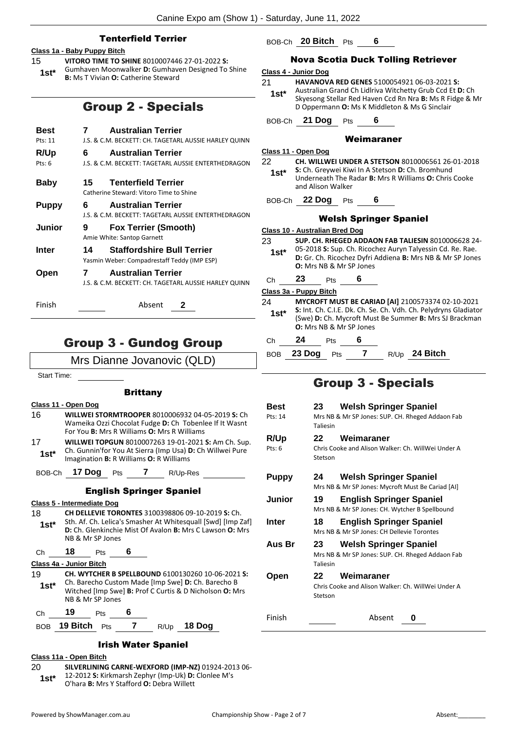### Tenterfield Terrier

**Class 1a - Baby Puppy Bitch**

15 **1st*** **VITORO TIME TO SHINE** 8010007446 27-01-2022 **S:** Gumhaven Moonwalker **D:** Gumhaven Designed To Shine **B:** Ms T Vivian **O:** Catherine Steward

## Group 2 - Specials

| | | |
|---|---|---|
| **Best** Pts: 11 | **7** | **Australian Terrier** J.S. & C.M. BECKETT: CH. TAGETARL AUSSIE HARLEY QUINN |
| **R/Up** Pts: 6 | **6** | **Australian Terrier** J.S. & C.M. BECKETT: TAGETARL AUSSIE ENTERTHEDRAGON |
| **Baby** | **15** | **Tenterfield Terrier** Catherine Steward: Vitoro Time to Shine |
| **Puppy** | **6** | **Australian Terrier** J.S. & C.M. BECKETT: TAGETARL AUSSIE ENTERTHEDRAGON |
| **Junior** | **9** | **Fox Terrier (Smooth)** Amie White: Santop Garnett |
| **Inter** | **14** | **Staffordshire Bull Terrier** Yasmin Weber: Compadrestaff Teddy (IMP ESP) |
| **Open** | **7** | **Australian Terrier** J.S. & C.M. BECKETT: CH. TAGETARL AUSSIE HARLEY QUINN |

Finish ______ Absent **2**

## Group 3 - Gundog Group

Mrs Dianne Jovanovic (QLD)

Start Time: ______

### Brittany

**Class 11 - Open Dog**

16 **WILLWEI STORMTROOPER** 8010006932 04-05-2019 **S:** Ch Wameika Ozzi Chocolat Fudge **D:** Ch Tobenlee If It Wasnt For You **B:** Mrs R Williams **O:** Mrs R Williams

17 **1st*** **WILLWEI TOPGUN** 8010007263 19-01-2021 **S:** Am Ch. Sup. Ch. Gunnin'for You At Sierra (Imp Usa) **D:** Ch Willwei Pure Imagination **B:** R Williams **O:** R Williams

BOB-Ch **17 Dog** Pts **7** R/Up-Res ______

### English Springer Spaniel

**Class 5 - Intermediate Dog**

18 **1st*** **CH DELLEVIE TORONTES** 3100398806 09-10-2019 **S:** Ch. Sth. Af. Ch. Lelica's Smasher At Whitesquall [Swd] [Imp Zaf] **D:** Ch. Glenkinchie Mist Of Avalon **B:** Mrs C Lawson **O:** Mrs NB & Mr SP Jones

Ch **18** Pts **6**

**Class 4a - Junior Bitch**

19 **1st*** **CH. WYTCHER B SPELLBOUND** 6100130260 10-06-2021 **S:** Ch. Barecho Custom Made [Imp Swe] **D:** Ch. Barecho B Witched [Imp Swe] **B:** Prof C Curtis & D Nicholson **O:** Mrs NB & Mr SP Jones

Ch **19** Pts **6**

BOB **19 Bitch** Pts **7** R/Up **18 Dog**

### Irish Water Spaniel

**Class 11a - Open Bitch**

20 **1st*** **SILVERLINING CARNE-WEXFORD (IMP-NZ)** 01924-2013 06-12-2012 **S:** Kirkmarsh Zephyr (Imp-Uk) **D:** Clonlee M's O'hara **B:** Mrs Y Stafford **O:** Debra Willett

BOB-Ch **20 Bitch** Pts **6**

### Nova Scotia Duck Tolling Retriever

**Class 4 - Junior Dog**

21 **1st*** **HAVANOVA RED GENES** 5100054921 06-03-2021 **S:** Australian Grand Ch Lidlriva Witchetty Grub Ccd Et **D:** Ch Skyesong Stellar Red Haven Ccd Rn Nra **B:** Ms R Fidge & Mr D Oppermann **O:** Ms K Middleton & Ms G Sinclair

BOB-Ch **21 Dog** Pts **6**

### Weimaraner

**Class 11 - Open Dog**

22 **1st*** **CH. WILLWEI UNDER A STETSON** 8010006561 26-01-2018 **S:** Ch. Greywei Kiwi In A Stetson **D:** Ch. Bromhund Underneath The Radar **B:** Mrs R Williams **O:** Chris Cooke and Alison Walker

BOB-Ch **22 Dog** Pts **6**

### Welsh Springer Spaniel

**Class 10 - Australian Bred Dog**

23 **1st*** **SUP. CH. RHEGED ADDAON FAB TALIESIN** 8010006628 24-05-2018 **S:** Sup. Ch. Ricochez Auryn Talyessin Cd. Re. Rae. **D:** Gr. Ch. Ricochez Dyfri Addiena **B:** Mrs NB & Mr SP Jones **O:** Mrs NB & Mr SP Jones

Ch **23** Pts **6**

**Class 3a - Puppy Bitch**

24 **1st*** **MYCROFT MUST BE CARIAD [AI]** 2100573374 02-10-2021 **S:** Int. Ch. C.I.E. Dk. Ch. Se. Ch. Vdh. Ch. Pelydryns Gladiator (Swe) **D:** Ch. Mycroft Must Be Summer **B:** Mrs SJ Brackman **O:** Mrs NB & Mr SP Jones

Ch **24** Pts **6**

BOB **23 Dog** Pts **7** R/Up **24 Bitch**

## Group 3 - Specials

| | | |
|---|---|---|
| **Best** Pts: 14 | **23** | **Welsh Springer Spaniel** Mrs NB & Mr SP Jones: SUP. CH. Rheged Addaon Fab Taliesin |
| **R/Up** Pts: 6 | **22** | **Weimaraner** Chris Cooke and Alison Walker: Ch. WillWei Under A Stetson |
| **Puppy** | **24** | **Welsh Springer Spaniel** Mrs NB & Mr SP Jones: Mycroft Must Be Cariad [AI] |
| **Junior** | **19** | **English Springer Spaniel** Mrs NB & Mr SP Jones: CH. Wytcher B Spellbound |
| **Inter** | **18** | **English Springer Spaniel** Mrs NB & Mr SP Jones: CH Dellevie Torontes |
| **Aus Br** | **23** | **Welsh Springer Spaniel** Mrs NB & Mr SP Jones: SUP. CH. Rheged Addaon Fab Taliesin |
| **Open** | **22** | **Weimaraner** Chris Cooke and Alison Walker: Ch. WillWei Under A Stetson |

Finish ______ Absent **0**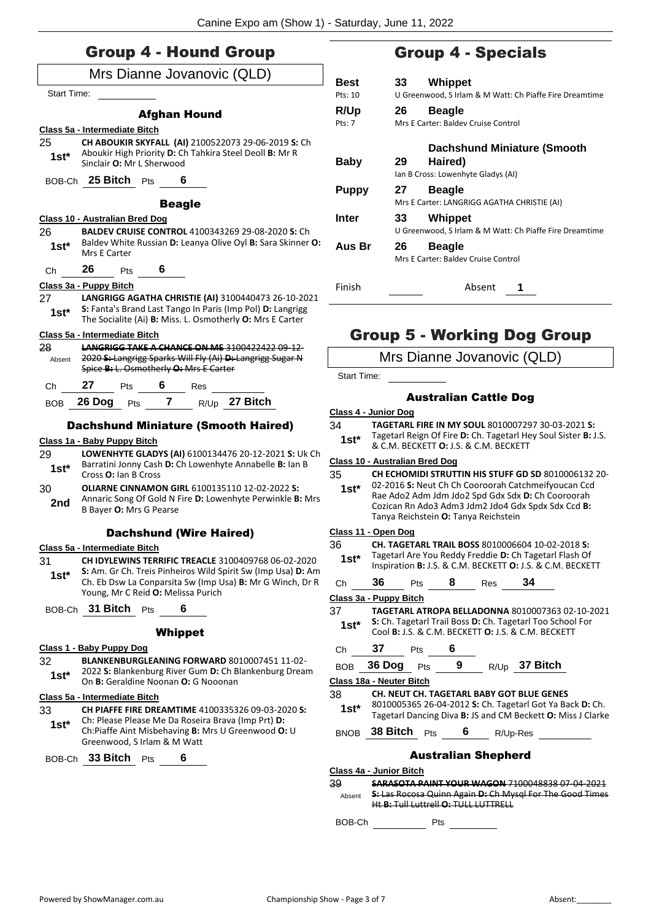# Group 4 - Hound Group

## Mrs Dianne Jovanovic (QLD)

Start Time:

### Afghan Hound

**Class 5a - Intermediate Bitch**

25 **1st*** **CH ABOUKIR SKYFALL (AI)** 2100522073 29-06-2019 **S:** Ch Aboukir High Priority **D:** Ch Tahkira Steel Deoll **B:** Mr R Sinclair **O:** Mr L Sherwood

BOB-Ch **25 Bitch** Pts **6**

### Beagle

**Class 10 - Australian Bred Dog**

26 **1st*** **BALDEV CRUISE CONTROL** 4100343269 29-08-2020 **S:** Ch Baldev White Russian **D:** Leanya Olive Oyl **B:** Sara Skinner **O:** Mrs E Carter

Ch **26** Pts **6**

**Class 3a - Puppy Bitch**

27 **1st*** **LANGRIGG AGATHA CHRISTIE (AI)** 3100440473 26-10-2021 **S:** Fanta's Brand Last Tango In Paris (Imp Pol) **D:** Langrigg The Socialite (Ai) **B:** Miss. L. Osmotherly **O:** Mrs E Carter

**Class 5a - Intermediate Bitch**

28 Absent ~~**LANGRIGG TAKE A CHANCE ON ME** 3100422422 09-12-2020 **S:** Langrigg Sparks Will Fly (Ai) **D:** Langrigg Sugar N Spice **B:** L. Osmotherly **O:** Mrs E Carter~~

Ch **27** Pts **6** Res

BOB **26 Dog** Pts **7** R/Up **27 Bitch**

### Dachshund Miniature (Smooth Haired)

**Class 1a - Baby Puppy Bitch**

29 **1st*** **LOWENHYTE GLADYS (AI)** 6100134476 20-12-2021 **S:** Uk Ch Barratini Jonny Cash **D:** Ch Lowenhyte Annabelle **B:** Ian B Cross **O:** Ian B Cross

30 **2nd** **OLIARNE CINNAMON GIRL** 6100135110 12-02-2022 **S:** Annaric Song Of Gold N Fire **D:** Lowenhyte Perwinkle **B:** Mrs B Bayer **O:** Mrs G Pearse

### Dachshund (Wire Haired)

**Class 5a - Intermediate Bitch**

31 **1st*** **CH IDYLEWINS TERRIFIC TREACLE** 3100409768 06-02-2020 **S:** Am. Gr Ch. Treis Pinheiros Wild Spirit Sw (Imp Usa) **D:** Am Ch. Eb Dsw La Conparsita Sw (Imp Usa) **B:** Mr G Winch, Dr R Young, Mr C Reid **O:** Melissa Purich

BOB-Ch **31 Bitch** Pts **6**

### Whippet

**Class 1 - Baby Puppy Dog**

32 **1st*** **BLANKENBURGLEANING FORWARD** 8010007451 11-02-2022 **S:** Blankenburg River Gum **D:** Ch Blankenburg Dream On **B:** Geraldine Noonan **O:** G Nooonan

**Class 5a - Intermediate Bitch**

33 **1st*** **CH PIAFFE FIRE DREAMTIME** 4100335326 09-03-2020 **S:** Ch: Please Please Me Da Roseira Brava (Imp Prt) **D:** Ch:Piaffe Aint Misbehaving **B:** Mrs U Greenwood **O:** U Greenwood, S Irlam & M Watt

BOB-Ch **33 Bitch** Pts **6**

# Group 4 - Specials

| | | |
|---|---|---|
| **Best** Pts: 10 | **33** | **Whippet** U Greenwood, S Irlam & M Watt: Ch Piaffe Fire Dreamtime |
| **R/Up** Pts: 7 | **26** | **Beagle** Mrs E Carter: Baldev Cruise Control |
| **Baby** | **29** | **Dachshund Miniature (Smooth Haired)** Ian B Cross: Lowenhyte Gladys (AI) |
| **Puppy** | **27** | **Beagle** Mrs E Carter: LANGRIGG AGATHA CHRISTIE (AI) |
| **Inter** | **33** | **Whippet** U Greenwood, S Irlam & M Watt: Ch Piaffe Fire Dreamtime |
| **Aus Br** | **26** | **Beagle** Mrs E Carter: Baldev Cruise Control |

Finish Absent **1**

# Group 5 - Working Dog Group

## Mrs Dianne Jovanovic (QLD)

Start Time:

### Australian Cattle Dog

**Class 4 - Junior Dog**

34 **1st*** **TAGETARL FIRE IN MY SOUL** 8010007297 30-03-2021 **S:** Tagetarl Reign Of Fire **D:** Ch. Tagetarl Hey Soul Sister **B:** J.S. & C.M. BECKETT **O:** J.S. & C.M. BECKETT

**Class 10 - Australian Bred Dog**

35 **1st*** **CH ECHOMIDI STRUTTIN HIS STUFF GD SD** 8010006132 20-02-2016 **S:** Neut Ch Ch Cooroorah Catchmeifyoucan Ccd Rae Ado2 Adm Jdm Jdo2 Spd Gdx Sdx **D:** Ch Cooroorah Cozican Rn Ado3 Adm3 Jdm2 Jdo4 Gdx Spdx Sdx Ccd **B:** Tanya Reichstein **O:** Tanya Reichstein

**Class 11 - Open Dog**

36 **1st*** **CH. TAGETARL TRAIL BOSS** 8010006604 10-02-2018 **S:** Tagetarl Are You Reddy Freddie **D:** Ch Tagetarl Flash Of Inspiration **B:** J.S. & C.M. BECKETT **O:** J.S. & C.M. BECKETT

Ch **36** Pts **8** Res **34**

**Class 3a - Puppy Bitch**

37 **1st*** **TAGETARL ATROPA BELLADONNA** 8010007363 02-10-2021 **S:** Ch. Tagetarl Trail Boss **D:** Ch. Tagetarl Too School For Cool **B:** J.S. & C.M. BECKETT **O:** J.S. & C.M. BECKETT

Ch **37** Pts **6**

BOB **36 Dog** Pts **9** R/Up **37 Bitch**

**Class 18a - Neuter Bitch**

38 **1st*** **CH. NEUT CH. TAGETARL BABY GOT BLUE GENES** 8010005365 26-04-2012 **S:** Ch. Tagetarl Got Ya Back **D:** Ch. Tagetarl Dancing Diva **B:** JS and CM Beckett **O:** Miss J Clarke

BNOB **38 Bitch** Pts **6** R/Up-Res

### Australian Shepherd

**Class 4a - Junior Bitch**

39 Absent ~~**SARASOTA PAINT YOUR WAGON** 7100048838 07-04-2021 **S:** Las Rocosa Quinn Again **D:** Ch Mysql For The Good Times Ht **B:** Tull Luttrell **O:** TULL LUTTRELL~~

BOB-Ch Pts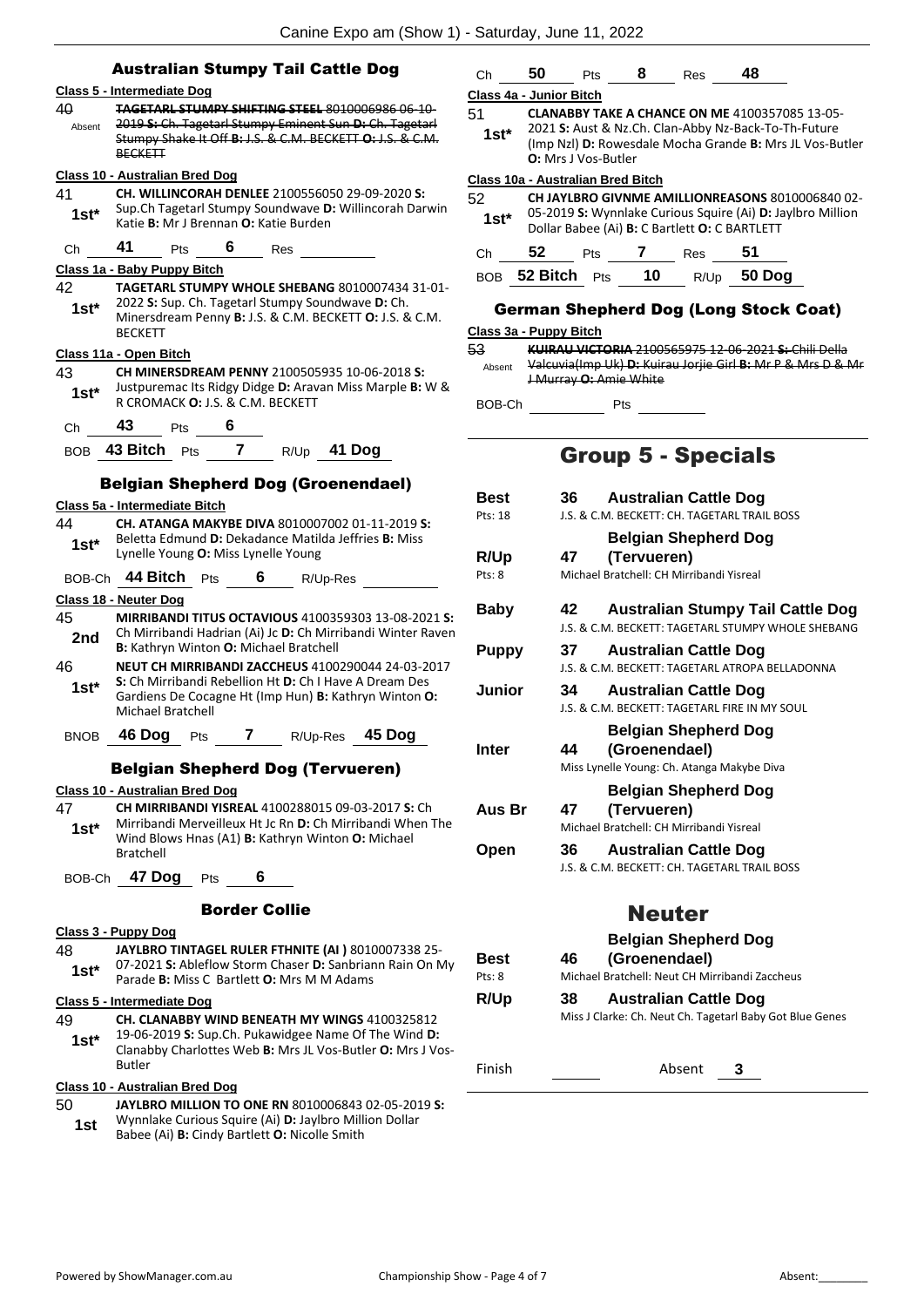## Australian Stumpy Tail Cattle Dog

**Class 5 - Intermediate Dog**

40 Absent ~~**TAGETARL STUMPY SHIFTING STEEL** 8010006986 06-10-2019 **S:** Ch. Tagetarl Stumpy Eminent Sun **D:** Ch. Tagetarl Stumpy Shake It Off **B:** J.S. & C.M. BECKETT **O:** J.S. & C.M. BECKETT~~

**Class 10 - Australian Bred Dog**

41 1st* **CH. WILLINCORAH DENLEE** 2100556050 29-09-2020 **S:** Sup.Ch Tagetarl Stumpy Soundwave **D:** Willincorah Darwin Katie **B:** Mr J Brennan **O:** Katie Burden

Ch 41 Pts 6 Res

**Class 1a - Baby Puppy Bitch**

42 1st* **TAGETARL STUMPY WHOLE SHEBANG** 8010007434 31-01-2022 **S:** Sup. Ch. Tagetarl Stumpy Soundwave **D:** Ch. Minersdream Penny **B:** J.S. & C.M. BECKETT **O:** J.S. & C.M. BECKETT

**Class 11a - Open Bitch**

43 1st* **CH MINERSDREAM PENNY** 2100505935 10-06-2018 **S:** Justpuremac Its Ridgy Didge **D:** Aravan Miss Marple **B:** W & R CROMACK **O:** J.S. & C.M. BECKETT

Ch 43 Pts 6

BOB 43 Bitch Pts 7 R/Up 41 Dog

## Belgian Shepherd Dog (Groenendael)

**Class 5a - Intermediate Bitch**

44 1st* **CH. ATANGA MAKYBE DIVA** 8010007002 01-11-2019 **S:** Beletta Edmund **D:** Dekadance Matilda Jeffries **B:** Miss Lynelle Young **O:** Miss Lynelle Young

BOB-Ch 44 Bitch Pts 6 R/Up-Res

**Class 18 - Neuter Dog**

45 2nd **MIRRIBANDI TITUS OCTAVIOUS** 4100359303 13-08-2021 **S:** Ch Mirribandi Hadrian (Ai) Jc **D:** Ch Mirribandi Winter Raven **B:** Kathryn Winton **O:** Michael Bratchell

46 1st* **NEUT CH MIRRIBANDI ZACCHEUS** 4100290044 24-03-2017 **S:** Ch Mirribandi Rebellion Ht **D:** Ch I Have A Dream Des Gardiens De Cocagne Ht (Imp Hun) **B:** Kathryn Winton **O:** Michael Bratchell

BNOB 46 Dog Pts 7 R/Up-Res 45 Dog

## Belgian Shepherd Dog (Tervueren)

**Class 10 - Australian Bred Dog**

47 1st* **CH MIRRIBANDI YISREAL** 4100288015 09-03-2017 **S:** Ch Mirribandi Merveilleux Ht Jc Rn **D:** Ch Mirribandi When The Wind Blows Hnas (A1) **B:** Kathryn Winton **O:** Michael Bratchell

BOB-Ch 47 Dog Pts 6

## Border Collie

**Class 3 - Puppy Dog**

48 1st* **JAYLBRO TINTAGEL RULER FTHNITE (AI )** 8010007338 25-07-2021 **S:** Ableflow Storm Chaser **D:** Sanbriann Rain On My Parade **B:** Miss C Bartlett **O:** Mrs M M Adams

**Class 5 - Intermediate Dog**

49 1st* **CH. CLANABBY WIND BENEATH MY WINGS** 4100325812 19-06-2019 **S:** Sup.Ch. Pukawidgee Name Of The Wind **D:** Clanabby Charlottes Web **B:** Mrs JL Vos-Butler **O:** Mrs J Vos-Butler

**Class 10 - Australian Bred Dog**

50 1st **JAYLBRO MILLION TO ONE RN** 8010006843 02-05-2019 **S:** Wynnlake Curious Squire (Ai) **D:** Jaylbro Million Dollar Babee (Ai) **B:** Cindy Bartlett **O:** Nicolle Smith

Ch 50 Pts 8 Res 48

**Class 4a - Junior Bitch**

51 1st* **CLANABBY TAKE A CHANCE ON ME** 4100357085 13-05-2021 **S:** Aust & Nz.Ch. Clan-Abby Nz-Back-To-Th-Future (Imp Nzl) **D:** Rowesdale Mocha Grande **B:** Mrs JL Vos-Butler **O:** Mrs J Vos-Butler

**Class 10a - Australian Bred Bitch**

52 1st* **CH JAYLBRO GIVNME AMILLIONREASONS** 8010006840 02-05-2019 **S:** Wynnlake Curious Squire (Ai) **D:** Jaylbro Million Dollar Babee (Ai) **B:** C Bartlett **O:** C BARTLETT

Ch 52 Pts 7 Res 51

BOB 52 Bitch Pts 10 R/Up 50 Dog

## German Shepherd Dog (Long Stock Coat)

**Class 3a - Puppy Bitch**

53 Absent ~~**KUIRAU VICTORIA** 2100565975 12-06-2021 **S:** Chili Della Valcuvia(Imp Uk) **D:** Kuirau Jorjie Girl **B:** Mr P & Mrs D & Mr J Murray **O:** Amie White~~

BOB-Ch Pts

# Group 5 - Specials

| | | | |
|---|---|---|---|
| **Best** Pts: 18 | 36 | **Australian Cattle Dog** | J.S. & C.M. BECKETT: CH. TAGETARL TRAIL BOSS |
| **R/Up** Pts: 8 | 47 | **Belgian Shepherd Dog (Tervueren)** | Michael Bratchell: CH Mirribandi Yisreal |
| **Baby** | 42 | **Australian Stumpy Tail Cattle Dog** | J.S. & C.M. BECKETT: TAGETARL STUMPY WHOLE SHEBANG |
| **Puppy** | 37 | **Australian Cattle Dog** | J.S. & C.M. BECKETT: TAGETARL ATROPA BELLADONNA |
| **Junior** | 34 | **Australian Cattle Dog** | J.S. & C.M. BECKETT: TAGETARL FIRE IN MY SOUL |
| **Inter** | 44 | **Belgian Shepherd Dog (Groenendael)** | Miss Lynelle Young: Ch. Atanga Makybe Diva |
| **Aus Br** | 47 | **Belgian Shepherd Dog (Tervueren)** | Michael Bratchell: CH Mirribandi Yisreal |
| **Open** | 36 | **Australian Cattle Dog** | J.S. & C.M. BECKETT: CH. TAGETARL TRAIL BOSS |

# Neuter

| | | | |
|---|---|---|---|
| **Best** Pts: 8 | 46 | **Belgian Shepherd Dog (Groenendael)** | Michael Bratchell: Neut CH Mirribandi Zaccheus |
| **R/Up** | 38 | **Australian Cattle Dog** | Miss J Clarke: Ch. Neut Ch. Tagetarl Baby Got Blue Genes |

Finish Absent 3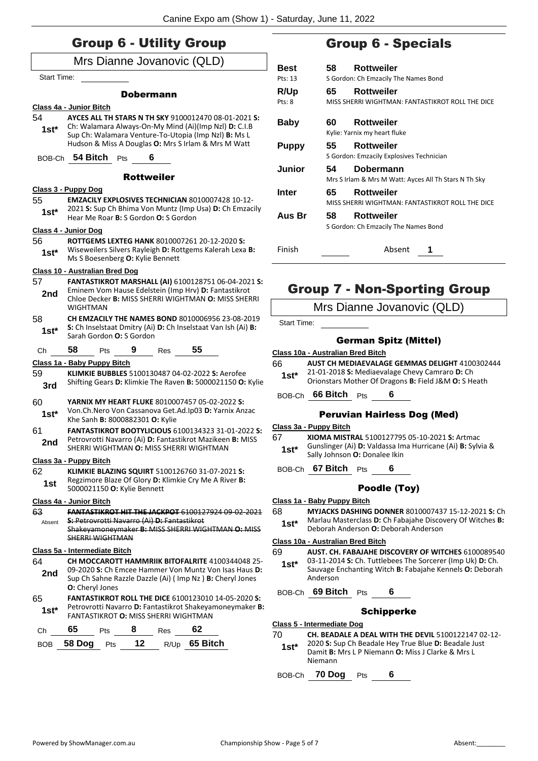# Group 6 - Utility Group

Mrs Dianne Jovanovic (QLD)

Start Time:

### Dobermann

**Class 4a - Junior Bitch**

54 1st* **AYCES ALL TH STARS N TH SKY** 9100012470 08-01-2021 **S:** Ch: Walamara Always-On-My Mind (Ai)(Imp Nzl) **D:** C.I.B Sup Ch: Walamara Venture-To-Utopia (Imp Nzl) **B:** Ms L Hudson & Miss A Douglas **O:** Mrs S Irlam & Mrs M Watt

BOB-Ch **54 Bitch** Pts **6**

### Rottweiler

**Class 3 - Puppy Dog**

55 1st* **EMZACILY EXPLOSIVES TECHNICIAN** 8010007428 10-12-2021 **S:** Sup Ch Bhima Von Muntz (Imp Usa) **D:** Ch Emzacily Hear Me Roar **B:** S Gordon **O:** S Gordon

**Class 4 - Junior Dog**

56 1st* **ROTTGEMS LEXTEG HANK** 8010007261 20-12-2020 **S:** Wiseweilers Silvers Rayleigh **D:** Rottgems Kalerah Lexa **B:** Ms S Boesenberg **O:** Kylie Bennett

**Class 10 - Australian Bred Dog**

57 2nd **FANTASTIKROT MARSHALL (AI)** 6100128751 06-04-2021 **S:** Eminem Vom Hause Edelstein (Imp Hrv) **D:** Fantastikrot Chloe Decker **B:** MISS SHERRI WIGHTMAN **O:** MISS SHERRI WIGHTMAN

58 1st* **CH EMZACILY THE NAMES BOND** 8010006956 23-08-2019 **S:** Ch Inselstaat Dmitry (Ai) **D:** Ch Inselstaat Van Ish (Ai) **B:** Sarah Gordon **O:** S Gordon

Ch **58** Pts **9** Res **55**

**Class 1a - Baby Puppy Bitch**

59 3rd **KLIMKIE BUBBLES** 5100130487 04-02-2022 **S:** Aerofee Shifting Gears **D:** Klimkie The Raven **B:** 5000021150 **O:** Kylie

60 1st* **YARNIX MY HEART FLUKE** 8010007457 05-02-2022 **S:** Von.Ch.Nero Von Cassanova Get.Ad.Ip03 **D:** Yarnix Anzac Khe Sanh **B:** 8000882301 **O:** Kylie

61 2nd **FANTASTIKROT BOOTYLICIOUS** 6100134323 31-01-2022 **S:** Petrovrotti Navarro (Ai) **D:** Fantastikrot Mazikeen **B:** MISS SHERRI WIGHTMAN **O:** MISS SHERRI WIGHTMAN

**Class 3a - Puppy Bitch**

62 1st **KLIMKIE BLAZING SQUIRT** 5100126760 31-07-2021 **S:** Regzimore Blaze Of Glory **D:** Klimkie Cry Me A River **B:** 5000021150 **O:** Kylie Bennett

**Class 4a - Junior Bitch**

63 Absent ~~**FANTASTIKROT HIT THE JACKPOT** 6100127924 09-02-2021 **S:** Petrovrotti Navarro (Ai) **D:** Fantastikrot Shakeyamoneymaker **B:** MISS SHERRI WIGHTMAN **O:** MISS SHERRI WIGHTMAN~~

**Class 5a - Intermediate Bitch**

64 2nd **CH MOCCAROTT HAMMRIIK BITOFALRITE** 4100344048 25-09-2020 **S:** Ch Emcee Hammer Von Muntz Von Isas Haus **D:** Sup Ch Sahne Razzle Dazzle (Ai) ( Imp Nz ) **B:** Cheryl Jones **O:** Cheryl Jones

65 1st* **FANTASTIKROT ROLL THE DICE** 6100123010 14-05-2020 **S:** Petrovrotti Navarro **D:** Fantastikrot Shakeyamoneymaker **B:** FANTASTIKROT **O:** MISS SHERRI WIGHTMAN

Ch **65** Pts **8** Res **62**

BOB **58 Dog** Pts **12** R/Up **65 Bitch**

# Group 6 - Specials

| | | |
|---|---|---|
| **Best** Pts: 13 | **58** | **Rottweiler** S Gordon: Ch Emzacily The Names Bond |
| **R/Up** Pts: 8 | **65** | **Rottweiler** MISS SHERRI WIGHTMAN: FANTASTIKROT ROLL THE DICE |
| **Baby** | **60** | **Rottweiler** Kylie: Yarnix my heart fluke |
| **Puppy** | **55** | **Rottweiler** S Gordon: Emzacily Explosives Technician |
| **Junior** | **54** | **Dobermann** Mrs S Irlam & Mrs M Watt: Ayces All Th Stars N Th Sky |
| **Inter** | **65** | **Rottweiler** MISS SHERRI WIGHTMAN: FANTASTIKROT ROLL THE DICE |
| **Aus Br** | **58** | **Rottweiler** S Gordon: Ch Emzacily The Names Bond |

Finish Absent **1**

# Group 7 - Non-Sporting Group

Mrs Dianne Jovanovic (QLD)

Start Time:

### German Spitz (Mittel)

**Class 10a - Australian Bred Bitch**

66 1st* **AUST CH MEDIAEVALAGE GEMMAS DELIGHT** 4100302444 21-01-2018 **S:** Mediaevalage Chevy Camraro **D:** Ch Orionstars Mother Of Dragons **B:** Field J&M **O:** S Heath

BOB-Ch **66 Bitch** Pts **6**

### Peruvian Hairless Dog (Med)

**Class 3a - Puppy Bitch**

67 1st* **XIOMA MISTRAL** 5100127795 05-10-2021 **S:** Artmac Gunslinger (Ai) **D:** Valdassa Ima Hurricane (Ai) **B:** Sylvia & Sally Johnson **O:** Donalee Ikin

BOB-Ch **67 Bitch** Pts **6**

### Poodle (Toy)

**Class 1a - Baby Puppy Bitch**

68 1st* **MYJACKS DASHING DONNER** 8010007437 15-12-2021 **S:** Ch Marlau Masterclass **D:** Ch Fabajahe Discovery Of Witches **B:** Deborah Anderson **O:** Deborah Anderson

**Class 10a - Australian Bred Bitch**

69 1st* **AUST. CH. FABAJAHE DISCOVERY OF WITCHES** 6100089540 03-11-2014 **S:** Ch. Tuttlebees The Sorcerer (Imp Uk) **D:** Ch. Sauvage Enchanting Witch **B:** Fabajahe Kennels **O:** Deborah Anderson

BOB-Ch **69 Bitch** Pts **6**

### Schipperke

**Class 5 - Intermediate Dog**

70 1st* **CH. BEADALE A DEAL WITH THE DEVIL** 5100122147 02-12-2020 **S:** Sup Ch Beadale Hey True Blue **D:** Beadale Just Damit **B:** Mrs L P Niemann **O:** Miss J Clarke & Mrs L Niemann

BOB-Ch **70 Dog** Pts **6**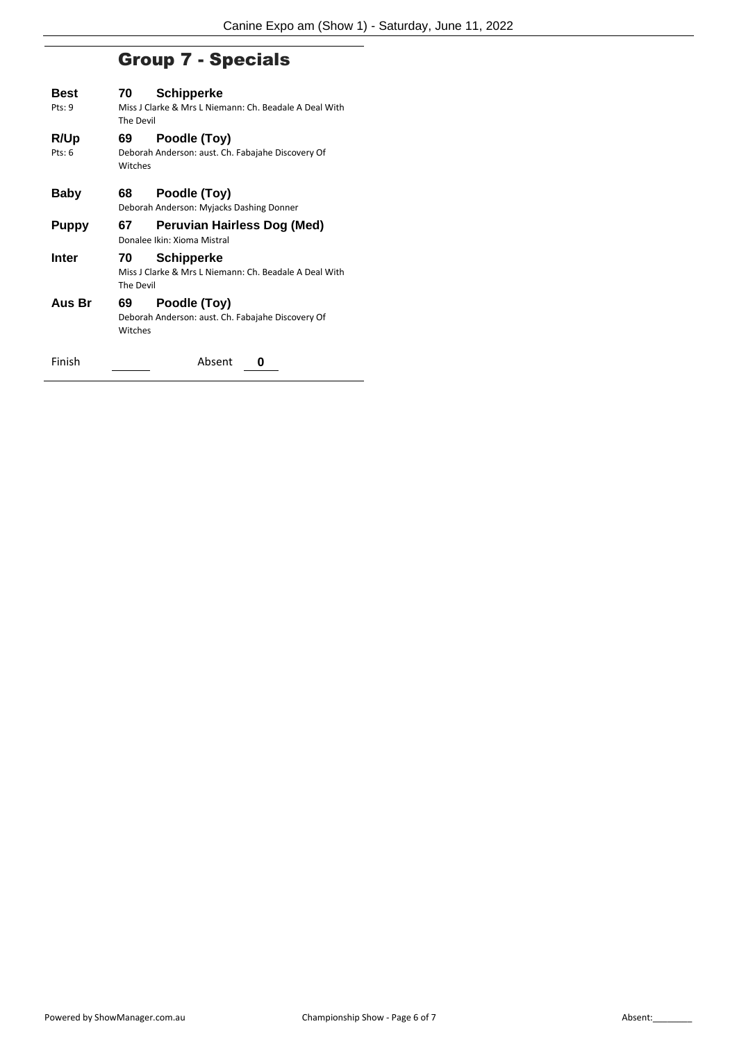## Group 7 - Specials

**Best** Pts: 9 — **70 Schipperke**
Miss J Clarke & Mrs L Niemann: Ch. Beadale A Deal With The Devil

**R/Up** Pts: 6 — **69 Poodle (Toy)**
Deborah Anderson: aust. Ch. Fabajahe Discovery Of Witches

**Baby** — **68 Poodle (Toy)**
Deborah Anderson: Myjacks Dashing Donner

**Puppy** — **67 Peruvian Hairless Dog (Med)**
Donalee Ikin: Xioma Mistral

**Inter** — **70 Schipperke**
Miss J Clarke & Mrs L Niemann: Ch. Beadale A Deal With The Devil

**Aus Br** — **69 Poodle (Toy)**
Deborah Anderson: aust. Ch. Fabajahe Discovery Of Witches

Finish ______ Absent **0**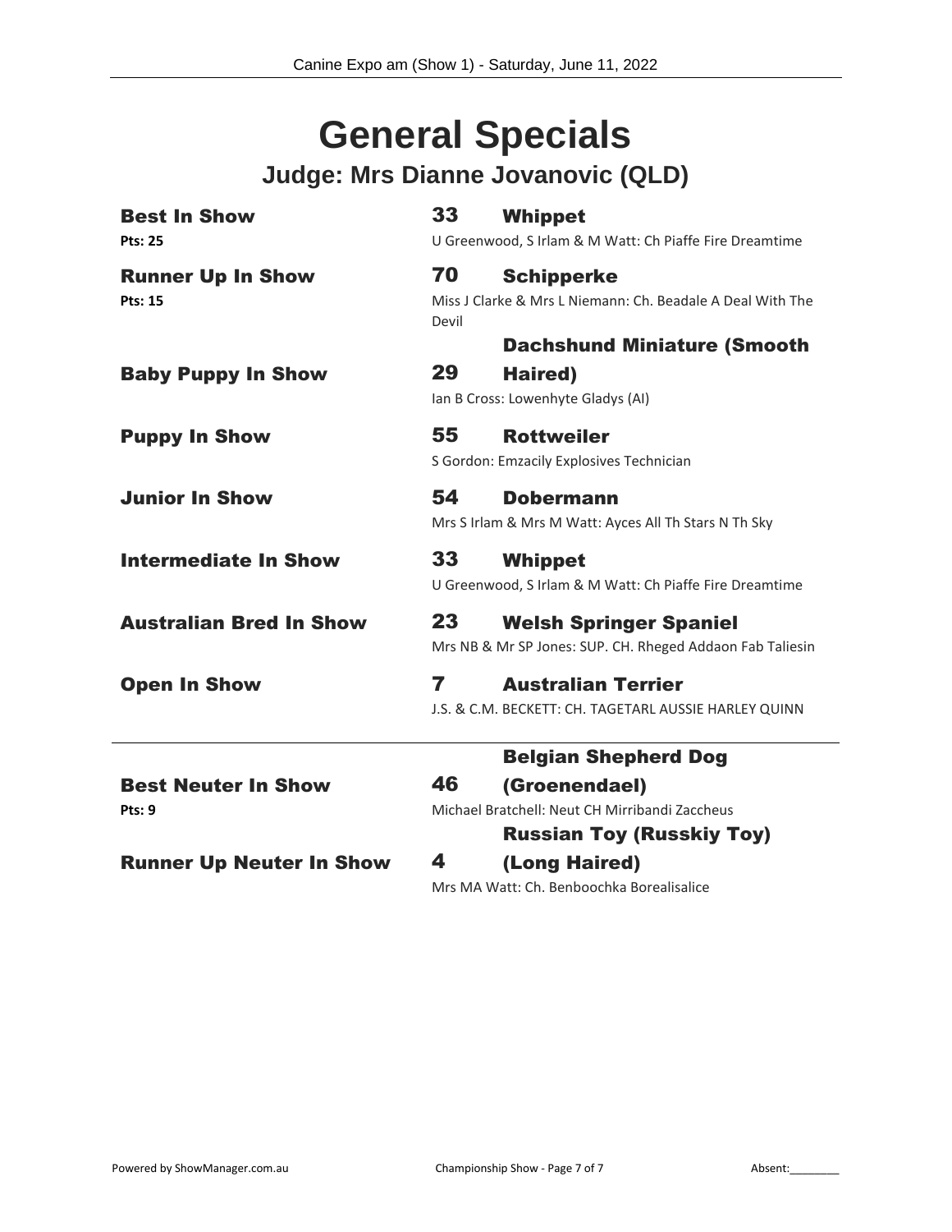# General Specials

## Judge: Mrs Dianne Jovanovic (QLD)

| | | | |
|---|---|---|---|
| **Best In Show** Pts: 25 | **33** | **Whippet** | U Greenwood, S Irlam & M Watt: Ch Piaffe Fire Dreamtime |
| **Runner Up In Show** Pts: 15 | **70** | **Schipperke** | Miss J Clarke & Mrs L Niemann: Ch. Beadale A Deal With The Devil |
| **Baby Puppy In Show** | **29** | **Dachshund Miniature (Smooth Haired)** | Ian B Cross: Lowenhyte Gladys (AI) |
| **Puppy In Show** | **55** | **Rottweiler** | S Gordon: Emzacily Explosives Technician |
| **Junior In Show** | **54** | **Dobermann** | Mrs S Irlam & Mrs M Watt: Ayces All Th Stars N Th Sky |
| **Intermediate In Show** | **33** | **Whippet** | U Greenwood, S Irlam & M Watt: Ch Piaffe Fire Dreamtime |
| **Australian Bred In Show** | **23** | **Welsh Springer Spaniel** | Mrs NB & Mr SP Jones: SUP. CH. Rheged Addaon Fab Taliesin |
| **Open In Show** | **7** | **Australian Terrier** | J.S. & C.M. BECKETT: CH. TAGETARL AUSSIE HARLEY QUINN |

---

| | | | |
|---|---|---|---|
| **Best Neuter In Show** Pts: 9 | **46** | **Belgian Shepherd Dog (Groenendael)** | Michael Bratchell: Neut CH Mirribandi Zaccheus |
| **Runner Up Neuter In Show** | **4** | **Russian Toy (Russkiy Toy) (Long Haired)** | Mrs MA Watt: Ch. Benboochka Borealisalice |